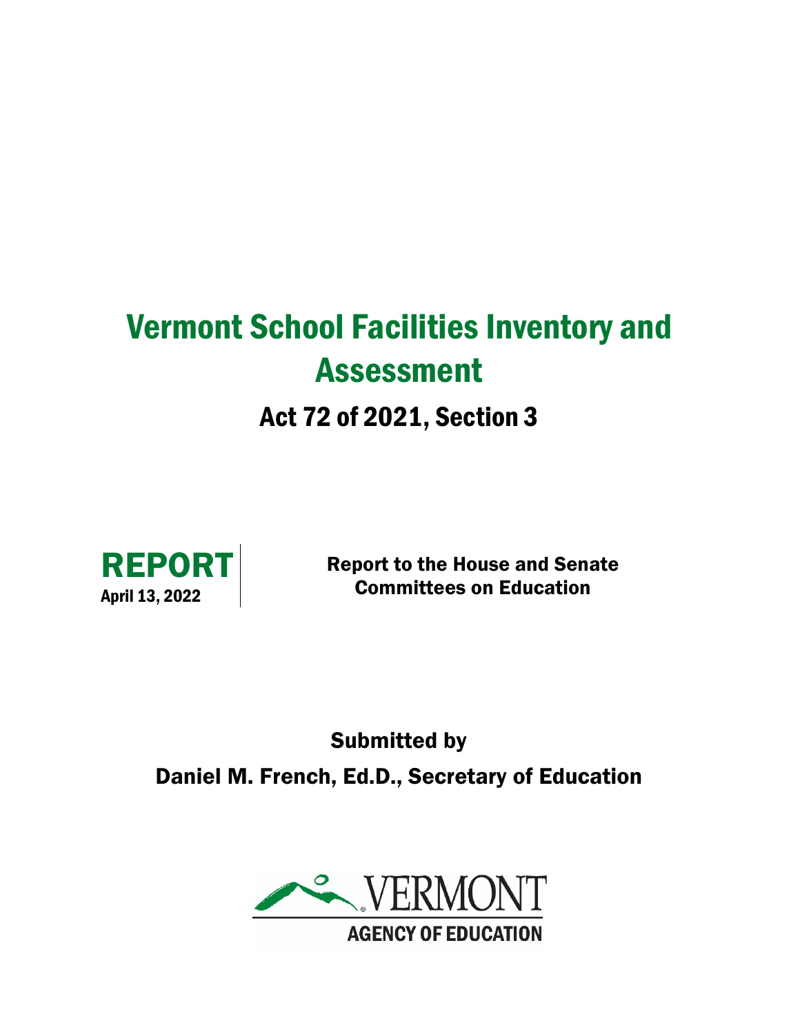# Vermont School Facilities Inventory and Assessment

## Act 72 of 2021, Section 3

**REPORT**
April 13, 2022

**Report to the House and Senate Committees on Education**

**Submitted by**

**Daniel M. French, Ed.D., Secretary of Education**

VERMONT
AGENCY OF EDUCATION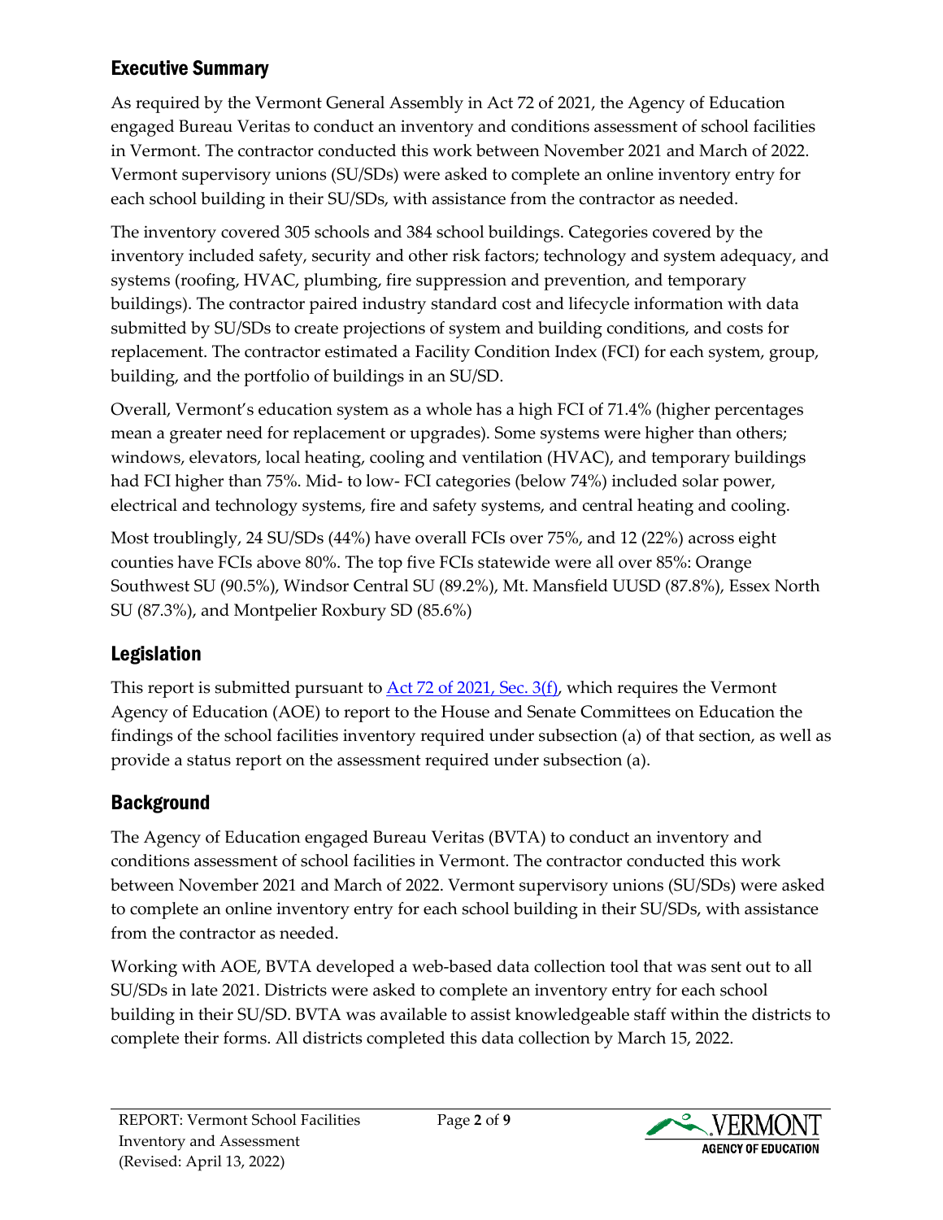## Executive Summary

As required by the Vermont General Assembly in Act 72 of 2021, the Agency of Education engaged Bureau Veritas to conduct an inventory and conditions assessment of school facilities in Vermont. The contractor conducted this work between November 2021 and March of 2022. Vermont supervisory unions (SU/SDs) were asked to complete an online inventory entry for each school building in their SU/SDs, with assistance from the contractor as needed.

The inventory covered 305 schools and 384 school buildings. Categories covered by the inventory included safety, security and other risk factors; technology and system adequacy, and systems (roofing, HVAC, plumbing, fire suppression and prevention, and temporary buildings). The contractor paired industry standard cost and lifecycle information with data submitted by SU/SDs to create projections of system and building conditions, and costs for replacement. The contractor estimated a Facility Condition Index (FCI) for each system, group, building, and the portfolio of buildings in an SU/SD.

Overall, Vermont's education system as a whole has a high FCI of 71.4% (higher percentages mean a greater need for replacement or upgrades). Some systems were higher than others; windows, elevators, local heating, cooling and ventilation (HVAC), and temporary buildings had FCI higher than 75%. Mid- to low- FCI categories (below 74%) included solar power, electrical and technology systems, fire and safety systems, and central heating and cooling.

Most troublingly, 24 SU/SDs (44%) have overall FCIs over 75%, and 12 (22%) across eight counties have FCIs above 80%. The top five FCIs statewide were all over 85%: Orange Southwest SU (90.5%), Windsor Central SU (89.2%), Mt. Mansfield UUSD (87.8%), Essex North SU (87.3%), and Montpelier Roxbury SD (85.6%)

## Legislation

This report is submitted pursuant to Act 72 of 2021, Sec. 3(f), which requires the Vermont Agency of Education (AOE) to report to the House and Senate Committees on Education the findings of the school facilities inventory required under subsection (a) of that section, as well as provide a status report on the assessment required under subsection (a).

## Background

The Agency of Education engaged Bureau Veritas (BVTA) to conduct an inventory and conditions assessment of school facilities in Vermont. The contractor conducted this work between November 2021 and March of 2022. Vermont supervisory unions (SU/SDs) were asked to complete an online inventory entry for each school building in their SU/SDs, with assistance from the contractor as needed.

Working with AOE, BVTA developed a web-based data collection tool that was sent out to all SU/SDs in late 2021. Districts were asked to complete an inventory entry for each school building in their SU/SD. BVTA was available to assist knowledgeable staff within the districts to complete their forms. All districts completed this data collection by March 15, 2022.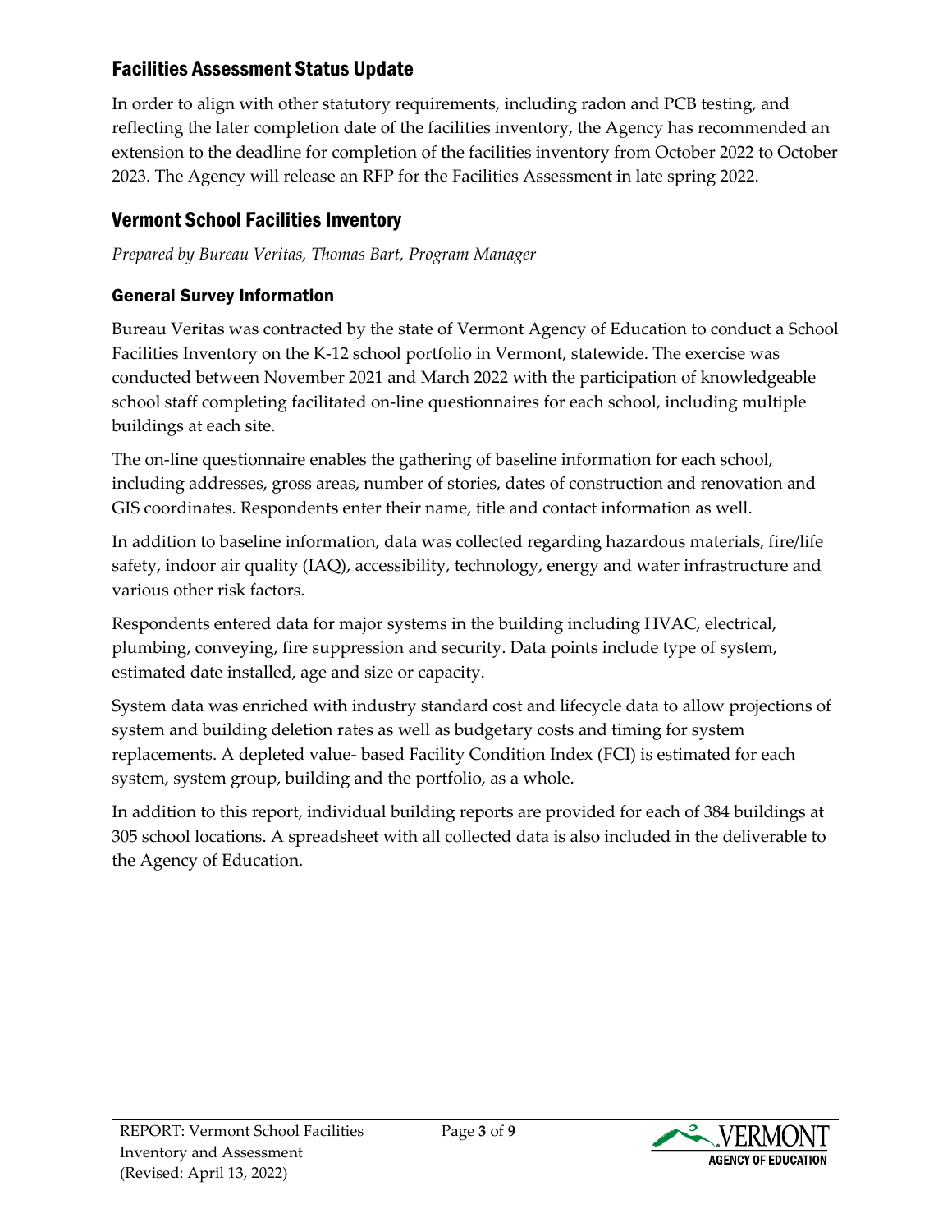## Facilities Assessment Status Update

In order to align with other statutory requirements, including radon and PCB testing, and reflecting the later completion date of the facilities inventory, the Agency has recommended an extension to the deadline for completion of the facilities inventory from October 2022 to October 2023. The Agency will release an RFP for the Facilities Assessment in late spring 2022.

## Vermont School Facilities Inventory

*Prepared by Bureau Veritas, Thomas Bart, Program Manager*

### General Survey Information

Bureau Veritas was contracted by the state of Vermont Agency of Education to conduct a School Facilities Inventory on the K-12 school portfolio in Vermont, statewide. The exercise was conducted between November 2021 and March 2022 with the participation of knowledgeable school staff completing facilitated on-line questionnaires for each school, including multiple buildings at each site.

The on-line questionnaire enables the gathering of baseline information for each school, including addresses, gross areas, number of stories, dates of construction and renovation and GIS coordinates. Respondents enter their name, title and contact information as well.

In addition to baseline information, data was collected regarding hazardous materials, fire/life safety, indoor air quality (IAQ), accessibility, technology, energy and water infrastructure and various other risk factors.

Respondents entered data for major systems in the building including HVAC, electrical, plumbing, conveying, fire suppression and security. Data points include type of system, estimated date installed, age and size or capacity.

System data was enriched with industry standard cost and lifecycle data to allow projections of system and building deletion rates as well as budgetary costs and timing for system replacements. A depleted value- based Facility Condition Index (FCI) is estimated for each system, system group, building and the portfolio, as a whole.

In addition to this report, individual building reports are provided for each of 384 buildings at 305 school locations. A spreadsheet with all collected data is also included in the deliverable to the Agency of Education.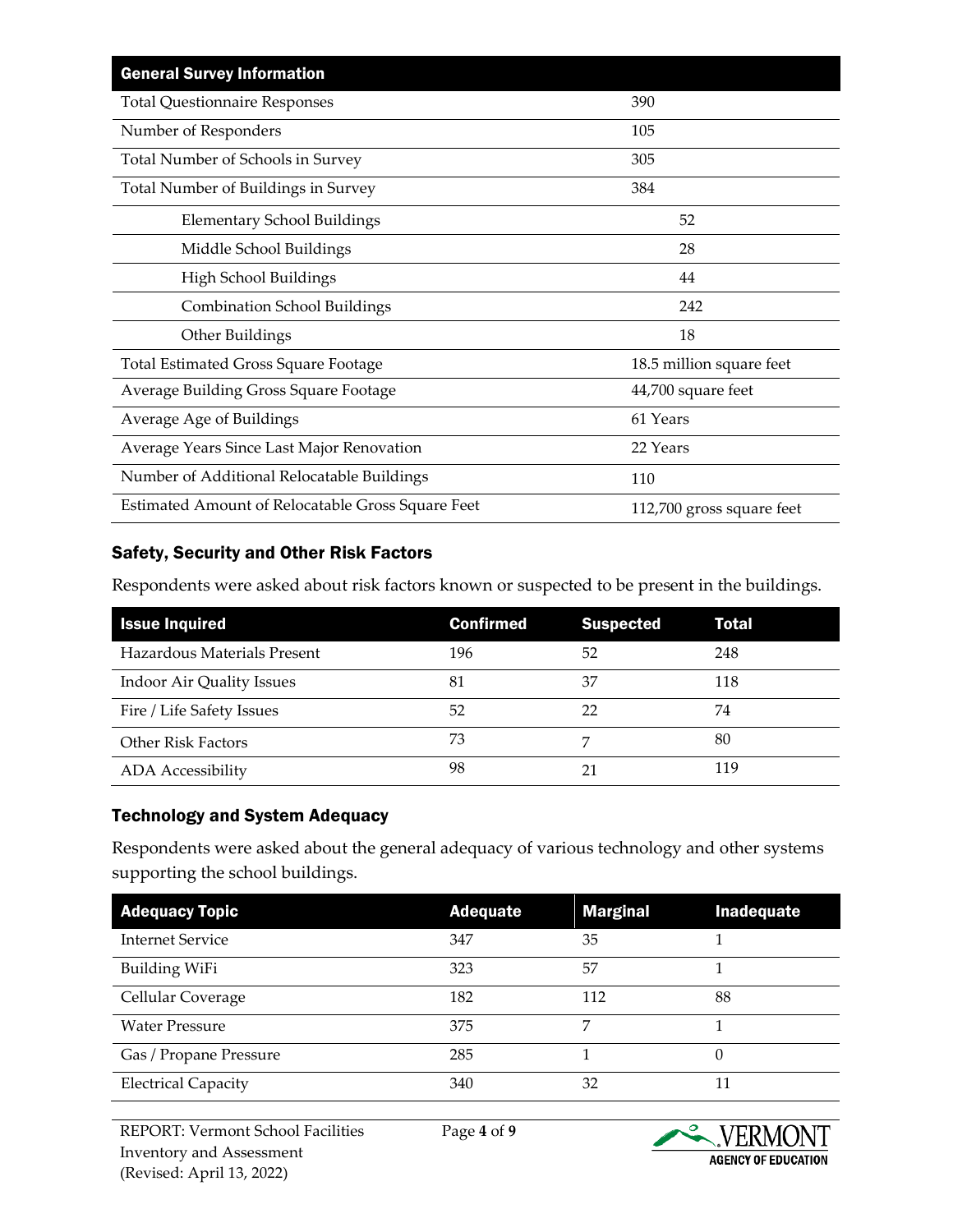| General Survey Information | |
|---|---|
| Total Questionnaire Responses | 390 |
| Number of Responders | 105 |
| Total Number of Schools in Survey | 305 |
| Total Number of Buildings in Survey | 384 |
| Elementary School Buildings | 52 |
| Middle School Buildings | 28 |
| High School Buildings | 44 |
| Combination School Buildings | 242 |
| Other Buildings | 18 |
| Total Estimated Gross Square Footage | 18.5 million square feet |
| Average Building Gross Square Footage | 44,700 square feet |
| Average Age of Buildings | 61 Years |
| Average Years Since Last Major Renovation | 22 Years |
| Number of Additional Relocatable Buildings | 110 |
| Estimated Amount of Relocatable Gross Square Feet | 112,700 gross square feet |

### Safety, Security and Other Risk Factors

Respondents were asked about risk factors known or suspected to be present in the buildings.

| Issue Inquired | Confirmed | Suspected | Total |
|---|---|---|---|
| Hazardous Materials Present | 196 | 52 | 248 |
| Indoor Air Quality Issues | 81 | 37 | 118 |
| Fire / Life Safety Issues | 52 | 22 | 74 |
| Other Risk Factors | 73 | 7 | 80 |
| ADA Accessibility | 98 | 21 | 119 |

### Technology and System Adequacy

Respondents were asked about the general adequacy of various technology and other systems supporting the school buildings.

| Adequacy Topic | Adequate | Marginal | Inadequate |
|---|---|---|---|
| Internet Service | 347 | 35 | 1 |
| Building WiFi | 323 | 57 | 1 |
| Cellular Coverage | 182 | 112 | 88 |
| Water Pressure | 375 | 7 | 1 |
| Gas / Propane Pressure | 285 | 1 | 0 |
| Electrical Capacity | 340 | 32 | 11 |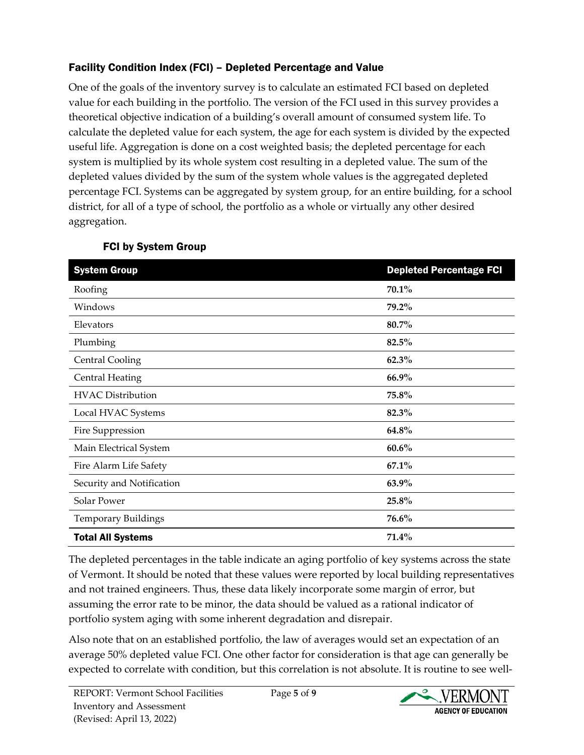### Facility Condition Index (FCI) – Depleted Percentage and Value

One of the goals of the inventory survey is to calculate an estimated FCI based on depleted value for each building in the portfolio. The version of the FCI used in this survey provides a theoretical objective indication of a building's overall amount of consumed system life. To calculate the depleted value for each system, the age for each system is divided by the expected useful life. Aggregation is done on a cost weighted basis; the depleted percentage for each system is multiplied by its whole system cost resulting in a depleted value. The sum of the depleted values divided by the sum of the system whole values is the aggregated depleted percentage FCI. Systems can be aggregated by system group, for an entire building, for a school district, for all of a type of school, the portfolio as a whole or virtually any other desired aggregation.

#### FCI by System Group

| System Group | Depleted Percentage FCI |
|---|---|
| Roofing | **70.1%** |
| Windows | **79.2%** |
| Elevators | **80.7%** |
| Plumbing | **82.5%** |
| Central Cooling | **62.3%** |
| Central Heating | **66.9%** |
| HVAC Distribution | **75.8%** |
| Local HVAC Systems | **82.3%** |
| Fire Suppression | **64.8%** |
| Main Electrical System | **60.6%** |
| Fire Alarm Life Safety | **67.1%** |
| Security and Notification | **63.9%** |
| Solar Power | **25.8%** |
| Temporary Buildings | **76.6%** |
| **Total All Systems** | **71.4%** |

The depleted percentages in the table indicate an aging portfolio of key systems across the state of Vermont. It should be noted that these values were reported by local building representatives and not trained engineers. Thus, these data likely incorporate some margin of error, but assuming the error rate to be minor, the data should be valued as a rational indicator of portfolio system aging with some inherent degradation and disrepair.

Also note that on an established portfolio, the law of averages would set an expectation of an average 50% depleted value FCI. One other factor for consideration is that age can generally be expected to correlate with condition, but this correlation is not absolute. It is routine to see well-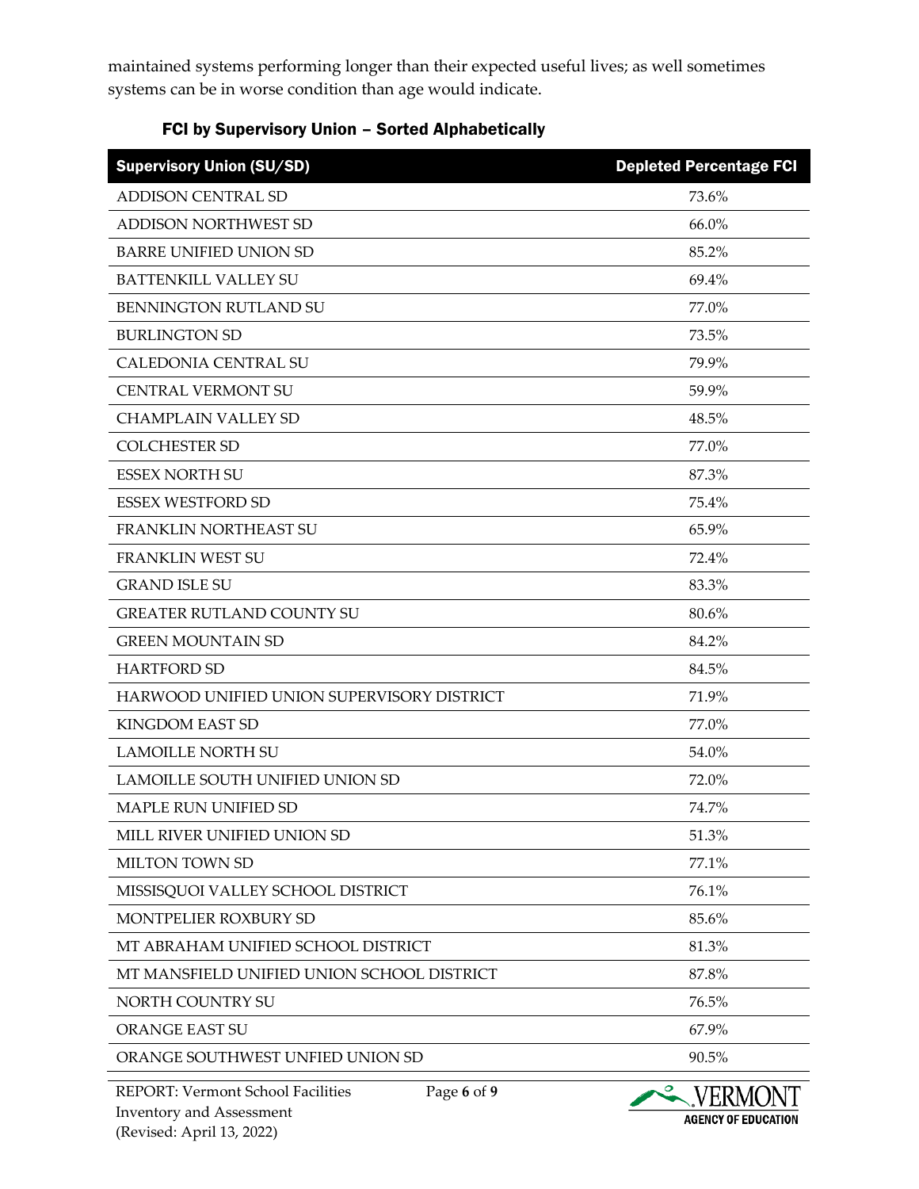maintained systems performing longer than their expected useful lives; as well sometimes systems can be in worse condition than age would indicate.

### FCI by Supervisory Union – Sorted Alphabetically

| Supervisory Union (SU/SD) | Depleted Percentage FCI |
|---|---|
| ADDISON CENTRAL SD | 73.6% |
| ADDISON NORTHWEST SD | 66.0% |
| BARRE UNIFIED UNION SD | 85.2% |
| BATTENKILL VALLEY SU | 69.4% |
| BENNINGTON RUTLAND SU | 77.0% |
| BURLINGTON SD | 73.5% |
| CALEDONIA CENTRAL SU | 79.9% |
| CENTRAL VERMONT SU | 59.9% |
| CHAMPLAIN VALLEY SD | 48.5% |
| COLCHESTER SD | 77.0% |
| ESSEX NORTH SU | 87.3% |
| ESSEX WESTFORD SD | 75.4% |
| FRANKLIN NORTHEAST SU | 65.9% |
| FRANKLIN WEST SU | 72.4% |
| GRAND ISLE SU | 83.3% |
| GREATER RUTLAND COUNTY SU | 80.6% |
| GREEN MOUNTAIN SD | 84.2% |
| HARTFORD SD | 84.5% |
| HARWOOD UNIFIED UNION SUPERVISORY DISTRICT | 71.9% |
| KINGDOM EAST SD | 77.0% |
| LAMOILLE NORTH SU | 54.0% |
| LAMOILLE SOUTH UNIFIED UNION SD | 72.0% |
| MAPLE RUN UNIFIED SD | 74.7% |
| MILL RIVER UNIFIED UNION SD | 51.3% |
| MILTON TOWN SD | 77.1% |
| MISSISQUOI VALLEY SCHOOL DISTRICT | 76.1% |
| MONTPELIER ROXBURY SD | 85.6% |
| MT ABRAHAM UNIFIED SCHOOL DISTRICT | 81.3% |
| MT MANSFIELD UNIFIED UNION SCHOOL DISTRICT | 87.8% |
| NORTH COUNTRY SU | 76.5% |
| ORANGE EAST SU | 67.9% |
| ORANGE SOUTHWEST UNFIED UNION SD | 90.5% |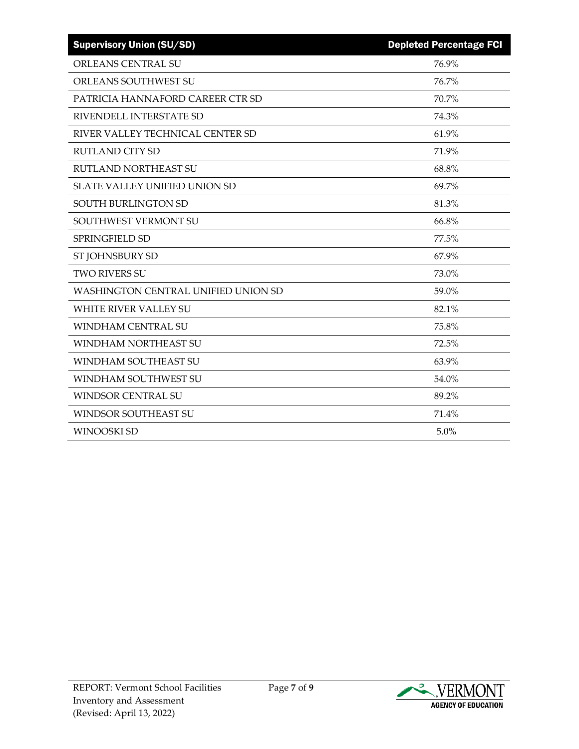| Supervisory Union (SU/SD) | Depleted Percentage FCI |
| --- | --- |
| ORLEANS CENTRAL SU | 76.9% |
| ORLEANS SOUTHWEST SU | 76.7% |
| PATRICIA HANNAFORD CAREER CTR SD | 70.7% |
| RIVENDELL INTERSTATE SD | 74.3% |
| RIVER VALLEY TECHNICAL CENTER SD | 61.9% |
| RUTLAND CITY SD | 71.9% |
| RUTLAND NORTHEAST SU | 68.8% |
| SLATE VALLEY UNIFIED UNION SD | 69.7% |
| SOUTH BURLINGTON SD | 81.3% |
| SOUTHWEST VERMONT SU | 66.8% |
| SPRINGFIELD SD | 77.5% |
| ST JOHNSBURY SD | 67.9% |
| TWO RIVERS SU | 73.0% |
| WASHINGTON CENTRAL UNIFIED UNION SD | 59.0% |
| WHITE RIVER VALLEY SU | 82.1% |
| WINDHAM CENTRAL SU | 75.8% |
| WINDHAM NORTHEAST SU | 72.5% |
| WINDHAM SOUTHEAST SU | 63.9% |
| WINDHAM SOUTHWEST SU | 54.0% |
| WINDSOR CENTRAL SU | 89.2% |
| WINDSOR SOUTHEAST SU | 71.4% |
| WINOOSKI SD | 5.0% |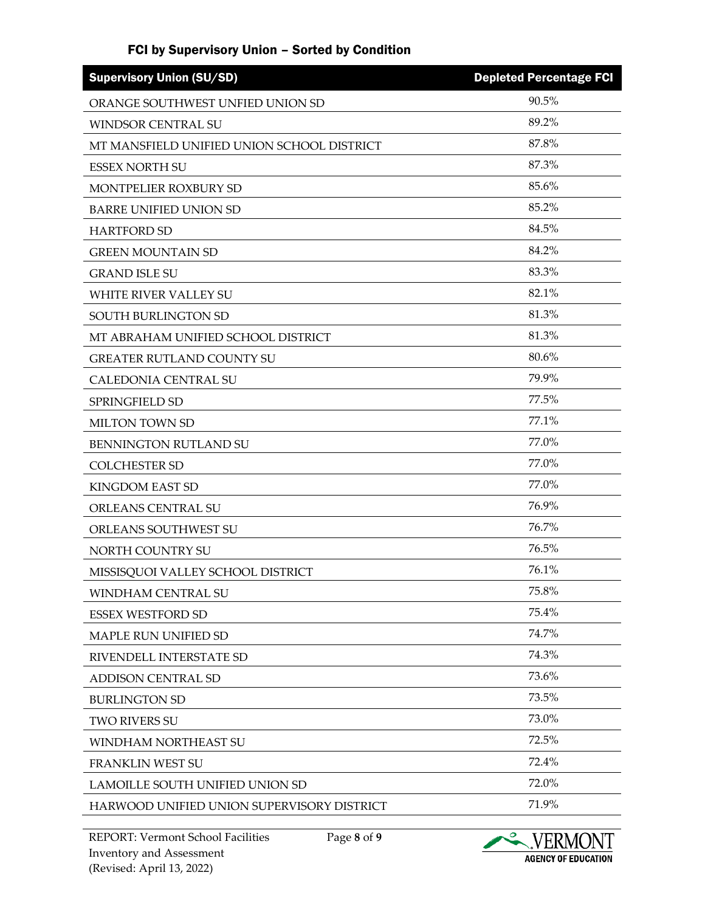## FCI by Supervisory Union – Sorted by Condition

| Supervisory Union (SU/SD) | Depleted Percentage FCI |
|---|---|
| ORANGE SOUTHWEST UNFIED UNION SD | 90.5% |
| WINDSOR CENTRAL SU | 89.2% |
| MT MANSFIELD UNIFIED UNION SCHOOL DISTRICT | 87.8% |
| ESSEX NORTH SU | 87.3% |
| MONTPELIER ROXBURY SD | 85.6% |
| BARRE UNIFIED UNION SD | 85.2% |
| HARTFORD SD | 84.5% |
| GREEN MOUNTAIN SD | 84.2% |
| GRAND ISLE SU | 83.3% |
| WHITE RIVER VALLEY SU | 82.1% |
| SOUTH BURLINGTON SD | 81.3% |
| MT ABRAHAM UNIFIED SCHOOL DISTRICT | 81.3% |
| GREATER RUTLAND COUNTY SU | 80.6% |
| CALEDONIA CENTRAL SU | 79.9% |
| SPRINGFIELD SD | 77.5% |
| MILTON TOWN SD | 77.1% |
| BENNINGTON RUTLAND SU | 77.0% |
| COLCHESTER SD | 77.0% |
| KINGDOM EAST SD | 77.0% |
| ORLEANS CENTRAL SU | 76.9% |
| ORLEANS SOUTHWEST SU | 76.7% |
| NORTH COUNTRY SU | 76.5% |
| MISSISQUOI VALLEY SCHOOL DISTRICT | 76.1% |
| WINDHAM CENTRAL SU | 75.8% |
| ESSEX WESTFORD SD | 75.4% |
| MAPLE RUN UNIFIED SD | 74.7% |
| RIVENDELL INTERSTATE SD | 74.3% |
| ADDISON CENTRAL SD | 73.6% |
| BURLINGTON SD | 73.5% |
| TWO RIVERS SU | 73.0% |
| WINDHAM NORTHEAST SU | 72.5% |
| FRANKLIN WEST SU | 72.4% |
| LAMOILLE SOUTH UNIFIED UNION SD | 72.0% |
| HARWOOD UNIFIED UNION SUPERVISORY DISTRICT | 71.9% |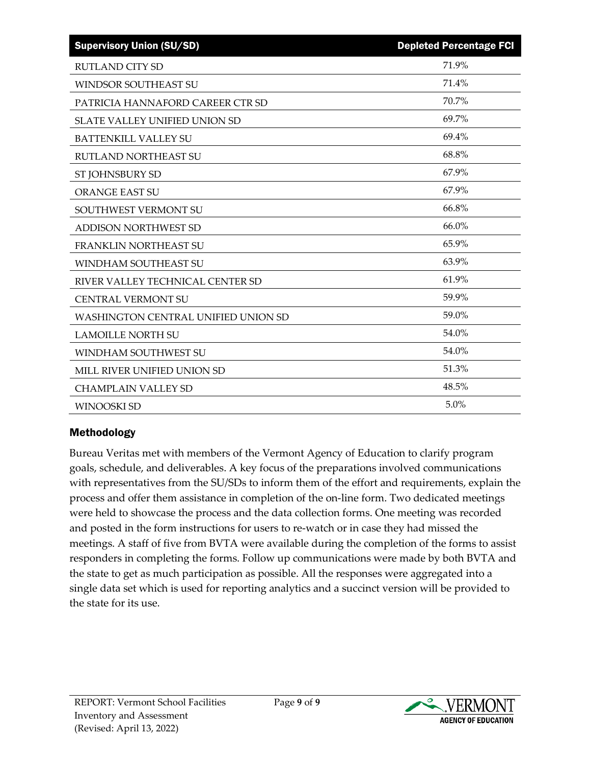| Supervisory Union (SU/SD) | Depleted Percentage FCI |
| --- | --- |
| RUTLAND CITY SD | 71.9% |
| WINDSOR SOUTHEAST SU | 71.4% |
| PATRICIA HANNAFORD CAREER CTR SD | 70.7% |
| SLATE VALLEY UNIFIED UNION SD | 69.7% |
| BATTENKILL VALLEY SU | 69.4% |
| RUTLAND NORTHEAST SU | 68.8% |
| ST JOHNSBURY SD | 67.9% |
| ORANGE EAST SU | 67.9% |
| SOUTHWEST VERMONT SU | 66.8% |
| ADDISON NORTHWEST SD | 66.0% |
| FRANKLIN NORTHEAST SU | 65.9% |
| WINDHAM SOUTHEAST SU | 63.9% |
| RIVER VALLEY TECHNICAL CENTER SD | 61.9% |
| CENTRAL VERMONT SU | 59.9% |
| WASHINGTON CENTRAL UNIFIED UNION SD | 59.0% |
| LAMOILLE NORTH SU | 54.0% |
| WINDHAM SOUTHWEST SU | 54.0% |
| MILL RIVER UNIFIED UNION SD | 51.3% |
| CHAMPLAIN VALLEY SD | 48.5% |
| WINOOSKI SD | 5.0% |

### Methodology

Bureau Veritas met with members of the Vermont Agency of Education to clarify program goals, schedule, and deliverables. A key focus of the preparations involved communications with representatives from the SU/SDs to inform them of the effort and requirements, explain the process and offer them assistance in completion of the on-line form. Two dedicated meetings were held to showcase the process and the data collection forms. One meeting was recorded and posted in the form instructions for users to re-watch or in case they had missed the meetings. A staff of five from BVTA were available during the completion of the forms to assist responders in completing the forms. Follow up communications were made by both BVTA and the state to get as much participation as possible. All the responses were aggregated into a single data set which is used for reporting analytics and a succinct version will be provided to the state for its use.